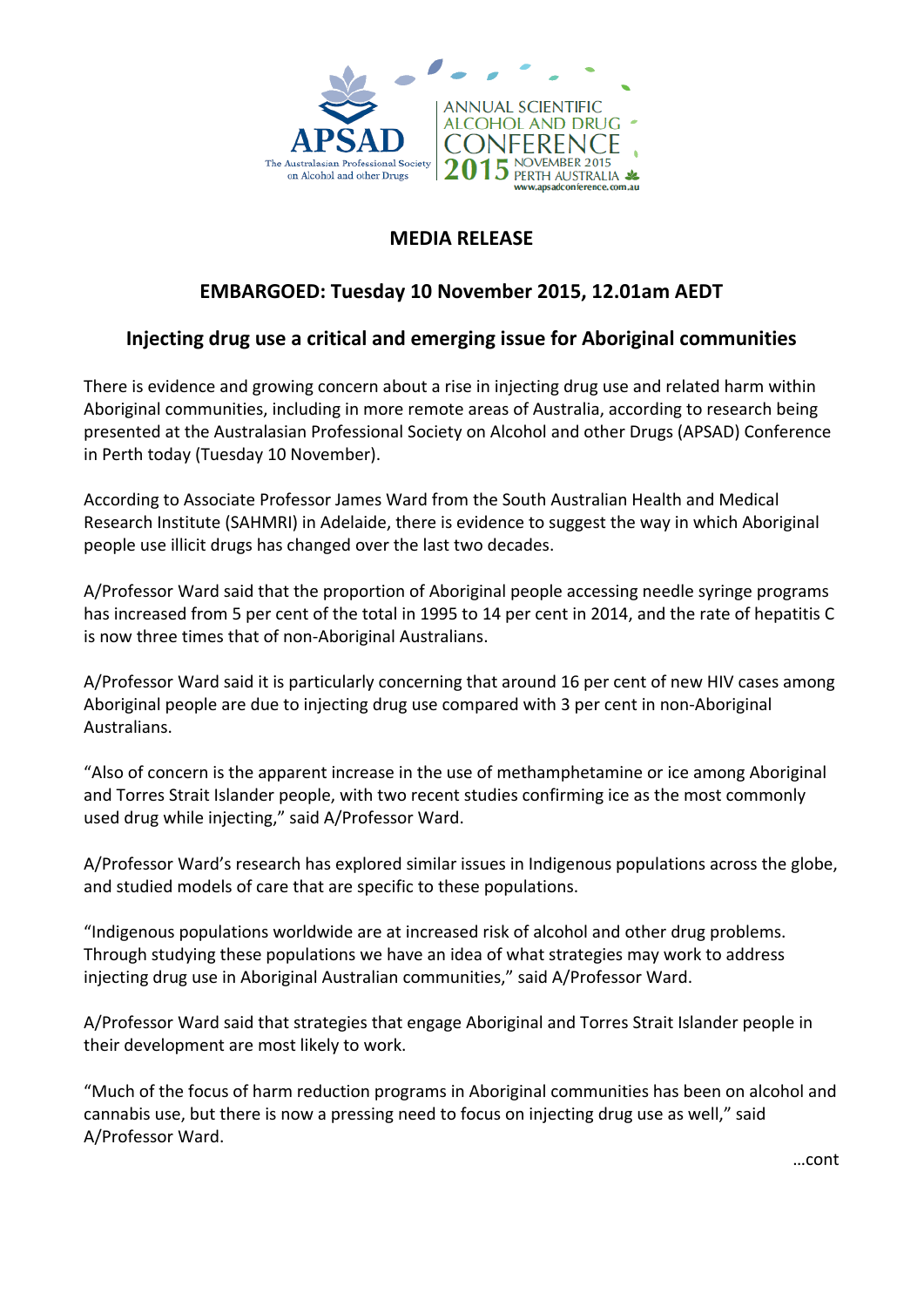APSAD

The Australasian Professional Society on Alcohol and other Drugs

ANNUAL SCIENTIFIC ALCOHOL AND DRUG CONFERENCE 2015 NOVEMBER 2015 PERTH AUSTRALIA www.apsadconference.com.au

## MEDIA RELEASE

## EMBARGOED: Tuesday 10 November 2015, 12.01am AEDT

## Injecting drug use a critical and emerging issue for Aboriginal communities

There is evidence and growing concern about a rise in injecting drug use and related harm within Aboriginal communities, including in more remote areas of Australia, according to research being presented at the Australasian Professional Society on Alcohol and other Drugs (APSAD) Conference in Perth today (Tuesday 10 November).

According to Associate Professor James Ward from the South Australian Health and Medical Research Institute (SAHMRI) in Adelaide, there is evidence to suggest the way in which Aboriginal people use illicit drugs has changed over the last two decades.

A/Professor Ward said that the proportion of Aboriginal people accessing needle syringe programs has increased from 5 per cent of the total in 1995 to 14 per cent in 2014, and the rate of hepatitis C is now three times that of non-Aboriginal Australians.

A/Professor Ward said it is particularly concerning that around 16 per cent of new HIV cases among Aboriginal people are due to injecting drug use compared with 3 per cent in non-Aboriginal Australians.

"Also of concern is the apparent increase in the use of methamphetamine or ice among Aboriginal and Torres Strait Islander people, with two recent studies confirming ice as the most commonly used drug while injecting," said A/Professor Ward.

A/Professor Ward's research has explored similar issues in Indigenous populations across the globe, and studied models of care that are specific to these populations.

"Indigenous populations worldwide are at increased risk of alcohol and other drug problems. Through studying these populations we have an idea of what strategies may work to address injecting drug use in Aboriginal Australian communities," said A/Professor Ward.

A/Professor Ward said that strategies that engage Aboriginal and Torres Strait Islander people in their development are most likely to work.

"Much of the focus of harm reduction programs in Aboriginal communities has been on alcohol and cannabis use, but there is now a pressing need to focus on injecting drug use as well," said A/Professor Ward.

…cont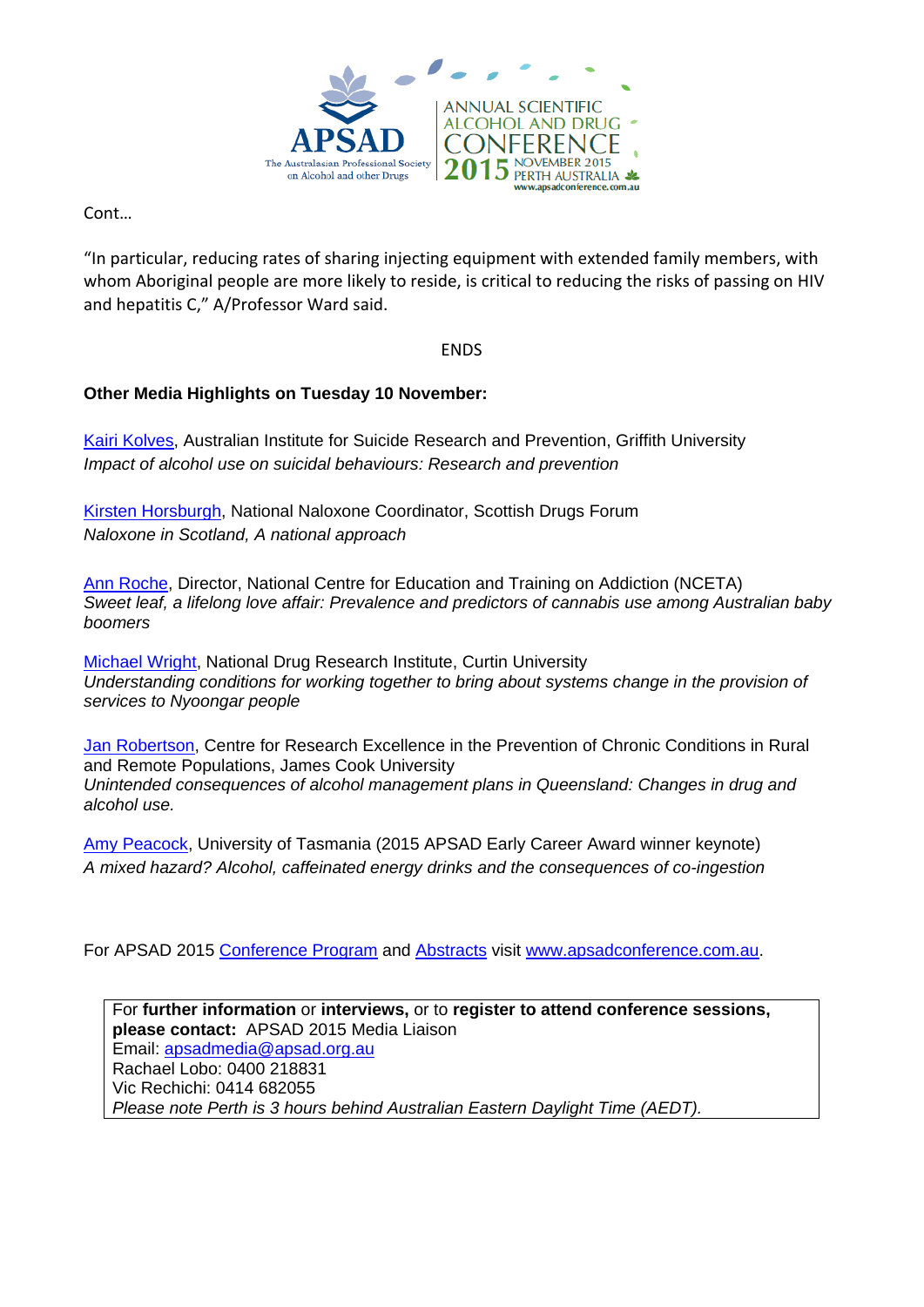Cont…

"In particular, reducing rates of sharing injecting equipment with extended family members, with whom Aboriginal people are more likely to reside, is critical to reducing the risks of passing on HIV and hepatitis C," A/Professor Ward said.

ENDS

**Other Media Highlights on Tuesday 10 November:**

Kairi Kolves, Australian Institute for Suicide Research and Prevention, Griffith University
*Impact of alcohol use on suicidal behaviours: Research and prevention*

Kirsten Horsburgh, National Naloxone Coordinator, Scottish Drugs Forum
*Naloxone in Scotland, A national approach*

Ann Roche, Director, National Centre for Education and Training on Addiction (NCETA)
*Sweet leaf, a lifelong love affair: Prevalence and predictors of cannabis use among Australian baby boomers*

Michael Wright, National Drug Research Institute, Curtin University
*Understanding conditions for working together to bring about systems change in the provision of services to Nyoongar people*

Jan Robertson, Centre for Research Excellence in the Prevention of Chronic Conditions in Rural and Remote Populations, James Cook University
*Unintended consequences of alcohol management plans in Queensland: Changes in drug and alcohol use.*

Amy Peacock, University of Tasmania (2015 APSAD Early Career Award winner keynote)
*A mixed hazard? Alcohol, caffeinated energy drinks and the consequences of co-ingestion*

For APSAD 2015 Conference Program and Abstracts visit www.apsadconference.com.au.

For **further information** or **interviews,** or to **register to attend conference sessions, please contact:** APSAD 2015 Media Liaison
Email: apsadmedia@apsad.org.au
Rachael Lobo: 0400 218831
Vic Rechichi: 0414 682055
*Please note Perth is 3 hours behind Australian Eastern Daylight Time (AEDT).*